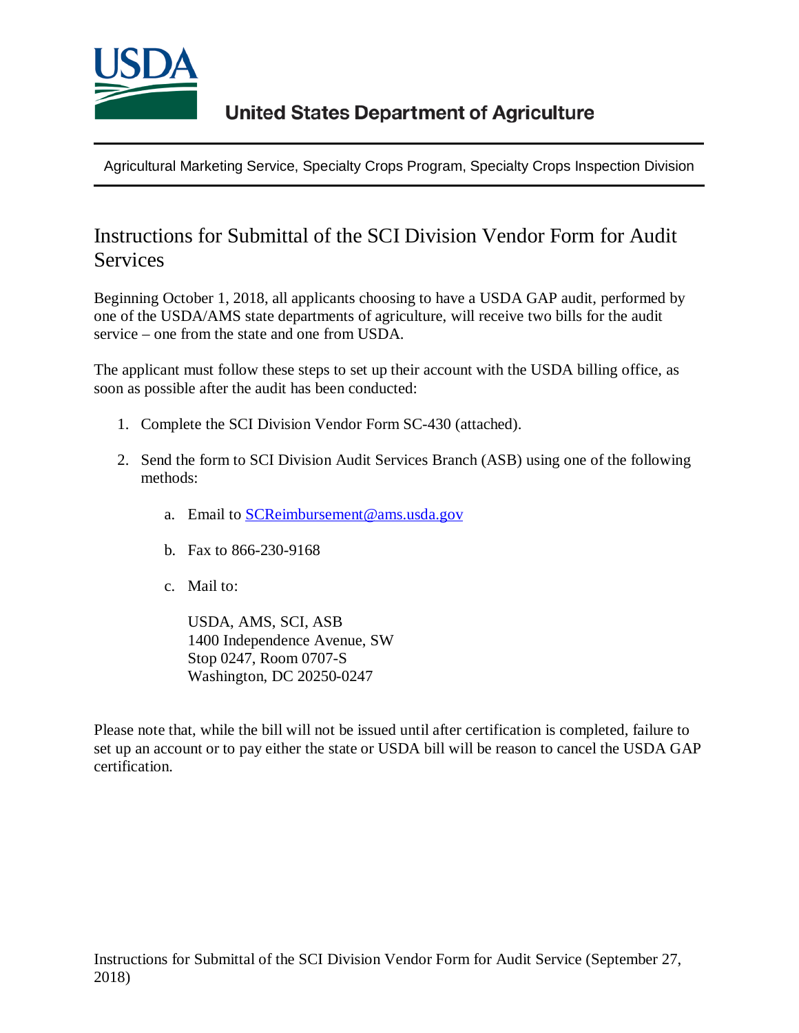United States Department of Agriculture

Agricultural Marketing Service, Specialty Crops Program, Specialty Crops Inspection Division

# Instructions for Submittal of the SCI Division Vendor Form for Audit Services

Beginning October 1, 2018, all applicants choosing to have a USDA GAP audit, performed by one of the USDA/AMS state departments of agriculture, will receive two bills for the audit service – one from the state and one from USDA.

The applicant must follow these steps to set up their account with the USDA billing office, as soon as possible after the audit has been conducted:

1. Complete the SCI Division Vendor Form SC-430 (attached).

2. Send the form to SCI Division Audit Services Branch (ASB) using one of the following methods:

   a. Email to SCReimbursement@ams.usda.gov

   b. Fax to 866-230-9168

   c. Mail to:

      USDA, AMS, SCI, ASB
      1400 Independence Avenue, SW
      Stop 0247, Room 0707-S
      Washington, DC 20250-0247

Please note that, while the bill will not be issued until after certification is completed, failure to set up an account or to pay either the state or USDA bill will be reason to cancel the USDA GAP certification.

Instructions for Submittal of the SCI Division Vendor Form for Audit Service (September 27, 2018)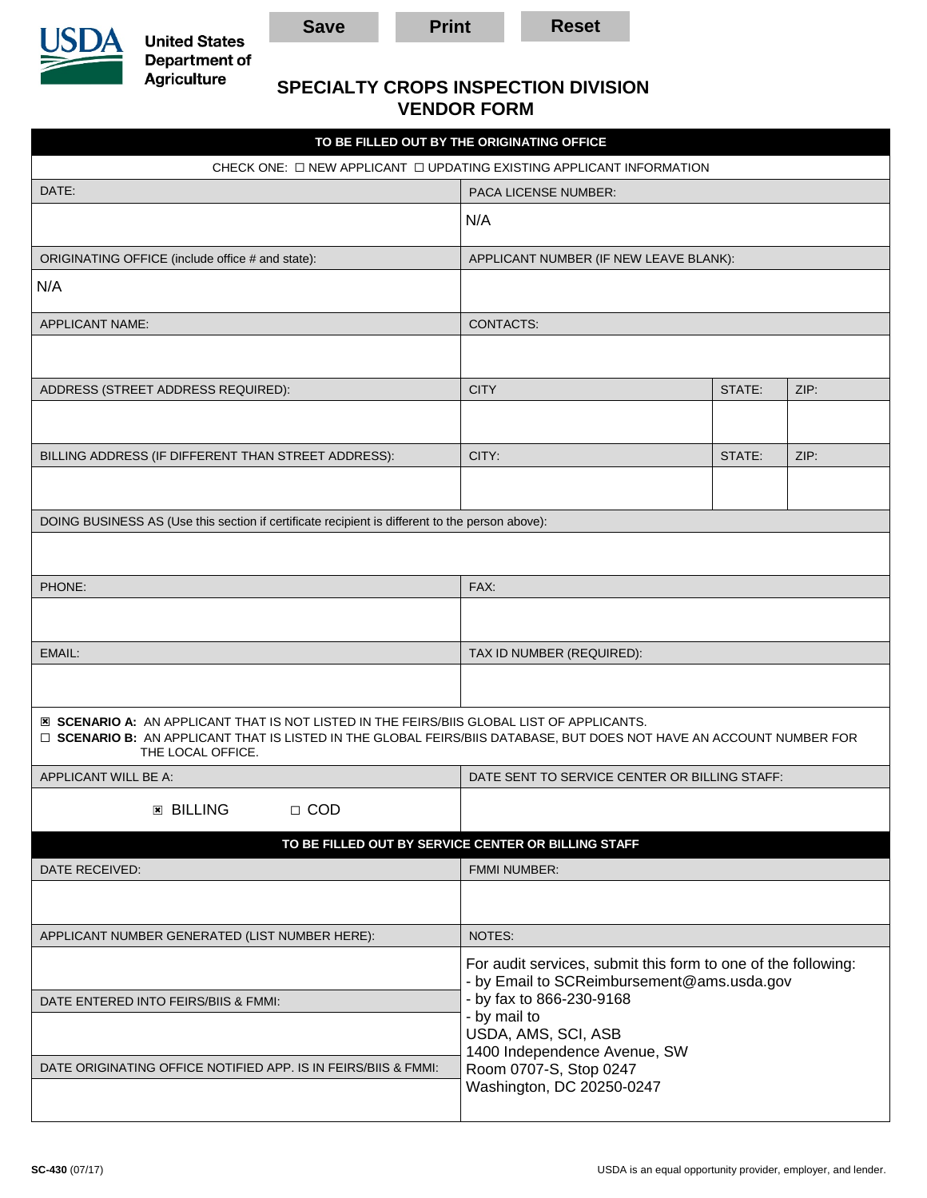United States Department of Agriculture

Save Print Reset

# SPECIALTY CROPS INSPECTION DIVISION VENDOR FORM

| TO BE FILLED OUT BY THE ORIGINATING OFFICE | | | |
|---|---|---|---|
| CHECK ONE: ☐ NEW APPLICANT ☐ UPDATING EXISTING APPLICANT INFORMATION | | | |
| DATE: | PACA LICENSE NUMBER: | | |
| | N/A | | |
| ORIGINATING OFFICE (include office # and state): | APPLICANT NUMBER (IF NEW LEAVE BLANK): | | |
| N/A | | | |
| APPLICANT NAME: | CONTACTS: | | |
| | | | |
| ADDRESS (STREET ADDRESS REQUIRED): | CITY | STATE: | ZIP: |
| | | | |
| BILLING ADDRESS (IF DIFFERENT THAN STREET ADDRESS): | CITY: | STATE: | ZIP: |
| | | | |
| DOING BUSINESS AS (Use this section if certificate recipient is different to the person above): | | | |
| | | | |
| PHONE: | FAX: | | |
| | | | |
| EMAIL: | TAX ID NUMBER (REQUIRED): | | |
| | | | |

☒ **SCENARIO A:** AN APPLICANT THAT IS NOT LISTED IN THE FEIRS/BIIS GLOBAL LIST OF APPLICANTS.
☐ **SCENARIO B:** AN APPLICANT THAT IS LISTED IN THE GLOBAL FEIRS/BIIS DATABASE, BUT DOES NOT HAVE AN ACCOUNT NUMBER FOR THE LOCAL OFFICE.

| APPLICANT WILL BE A: | DATE SENT TO SERVICE CENTER OR BILLING STAFF: |
|---|---|
| ☒ BILLING ☐ COD | |

| TO BE FILLED OUT BY SERVICE CENTER OR BILLING STAFF | |
|---|---|
| DATE RECEIVED: | FMMI NUMBER: |
| | |
| APPLICANT NUMBER GENERATED (LIST NUMBER HERE): | NOTES: |
| | For audit services, submit this form to one of the following:<br>- by Email to SCReimbursement@ams.usda.gov<br>- by fax to 866-230-9168<br>- by mail to<br>USDA, AMS, SCI, ASB<br>1400 Independence Avenue, SW<br>Room 0707-S, Stop 0247<br>Washington, DC 20250-0247 |
| DATE ENTERED INTO FEIRS/BIIS & FMMI: | |
| | |
| DATE ORIGINATING OFFICE NOTIFIED APP. IS IN FEIRS/BIIS & FMMI: | |
| | |

**SC-430** (07/17)

USDA is an equal opportunity provider, employer, and lender.